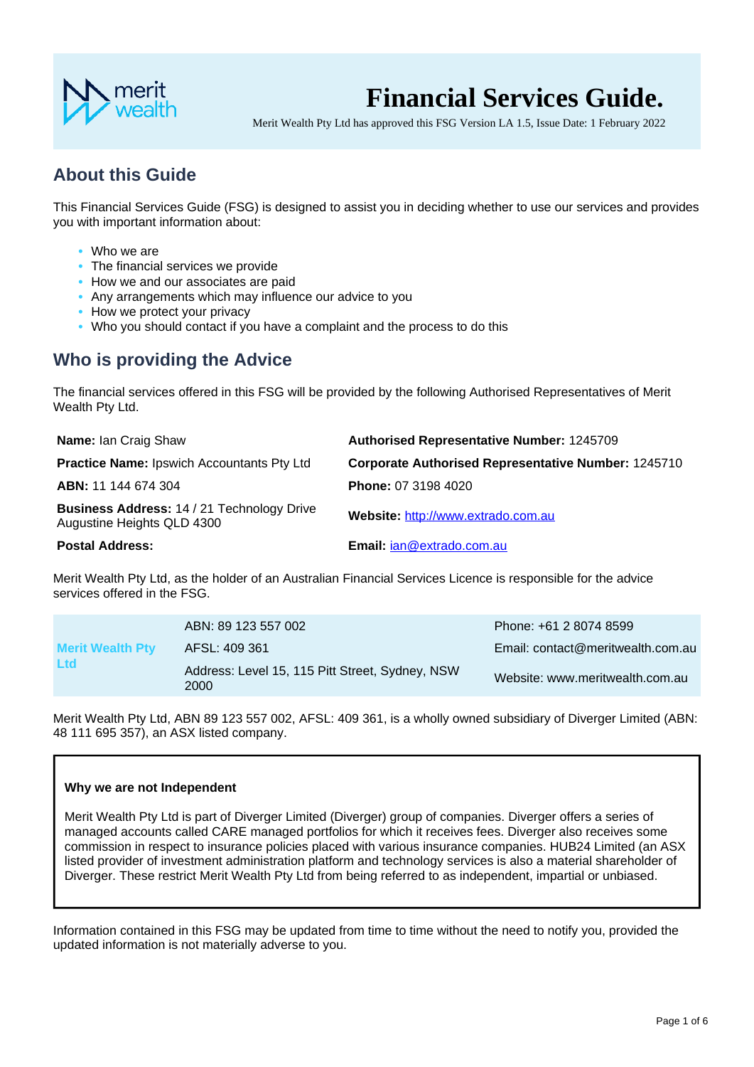# Financial Services Guide.

Merit Wealth Pty Ltd has approved this FSG Version LA 1.5, Issue Date: 1 February 2022

## About this Guide

This Financial Services Guide (FSG) is designed to assist you in deciding whether to use our services and provides you with important information about:

- Who we are
- The financial services we provide
- How we and our associates are paid
- Any arrangements which may influence our advice to you
- How we protect your privacy
- Who you should contact if you have a complaint and the process to do this

## Who is providing the Advice

The financial services offered in this FSG will be provided by the following Authorised Representatives of Merit Wealth Pty Ltd.

| | |
|---|---|
| **Name:** Ian Craig Shaw | **Authorised Representative Number:** 1245709 |
| **Practice Name:** Ipswich Accountants Pty Ltd | **Corporate Authorised Representative Number:** 1245710 |
| **ABN:** 11 144 674 304 | **Phone:** 07 3198 4020 |
| **Business Address:** 14 / 21 Technology Drive Augustine Heights QLD 4300 | **Website:** http://www.extrado.com.au |
| **Postal Address:** | **Email:** ian@extrado.com.au |

Merit Wealth Pty Ltd, as the holder of an Australian Financial Services Licence is responsible for the advice services offered in the FSG.

| | | |
|---|---|---|
| **Merit Wealth Pty Ltd** | ABN: 89 123 557 002 | Phone: +61 2 8074 8599 |
| | AFSL: 409 361 | Email: contact@meritwealth.com.au |
| | Address: Level 15, 115 Pitt Street, Sydney, NSW 2000 | Website: www.meritwealth.com.au |

Merit Wealth Pty Ltd, ABN 89 123 557 002, AFSL: 409 361, is a wholly owned subsidiary of Diverger Limited (ABN: 48 111 695 357), an ASX listed company.

**Why we are not Independent**

Merit Wealth Pty Ltd is part of Diverger Limited (Diverger) group of companies. Diverger offers a series of managed accounts called CARE managed portfolios for which it receives fees. Diverger also receives some commission in respect to insurance policies placed with various insurance companies. HUB24 Limited (an ASX listed provider of investment administration platform and technology services is also a material shareholder of Diverger. These restrict Merit Wealth Pty Ltd from being referred to as independent, impartial or unbiased.

Information contained in this FSG may be updated from time to time without the need to notify you, provided the updated information is not materially adverse to you.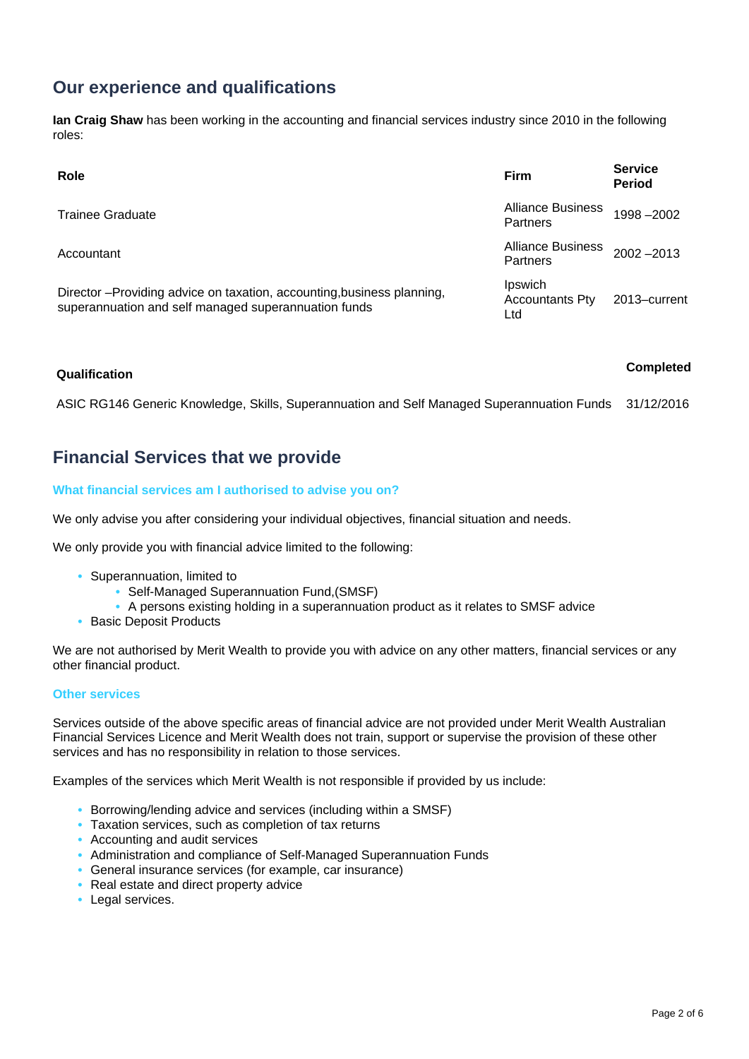## Our experience and qualifications

**Ian Craig Shaw** has been working in the accounting and financial services industry since 2010 in the following roles:

| Role | Firm | Service Period |
|---|---|---|
| Trainee Graduate | Alliance Business Partners | 1998 –2002 |
| Accountant | Alliance Business Partners | 2002 –2013 |
| Director –Providing advice on taxation, accounting,business planning, superannuation and self managed superannuation funds | Ipswich Accountants Pty Ltd | 2013–current |

| Qualification | Completed |
|---|---|
| ASIC RG146 Generic Knowledge, Skills, Superannuation and Self Managed Superannuation Funds | 31/12/2016 |

## Financial Services that we provide

### What financial services am I authorised to advise you on?

We only advise you after considering your individual objectives, financial situation and needs.

We only provide you with financial advice limited to the following:

- Superannuation, limited to
  - Self-Managed Superannuation Fund,(SMSF)
  - A persons existing holding in a superannuation product as it relates to SMSF advice
- Basic Deposit Products

We are not authorised by Merit Wealth to provide you with advice on any other matters, financial services or any other financial product.

### Other services

Services outside of the above specific areas of financial advice are not provided under Merit Wealth Australian Financial Services Licence and Merit Wealth does not train, support or supervise the provision of these other services and has no responsibility in relation to those services.

Examples of the services which Merit Wealth is not responsible if provided by us include:

- Borrowing/lending advice and services (including within a SMSF)
- Taxation services, such as completion of tax returns
- Accounting and audit services
- Administration and compliance of Self-Managed Superannuation Funds
- General insurance services (for example, car insurance)
- Real estate and direct property advice
- Legal services.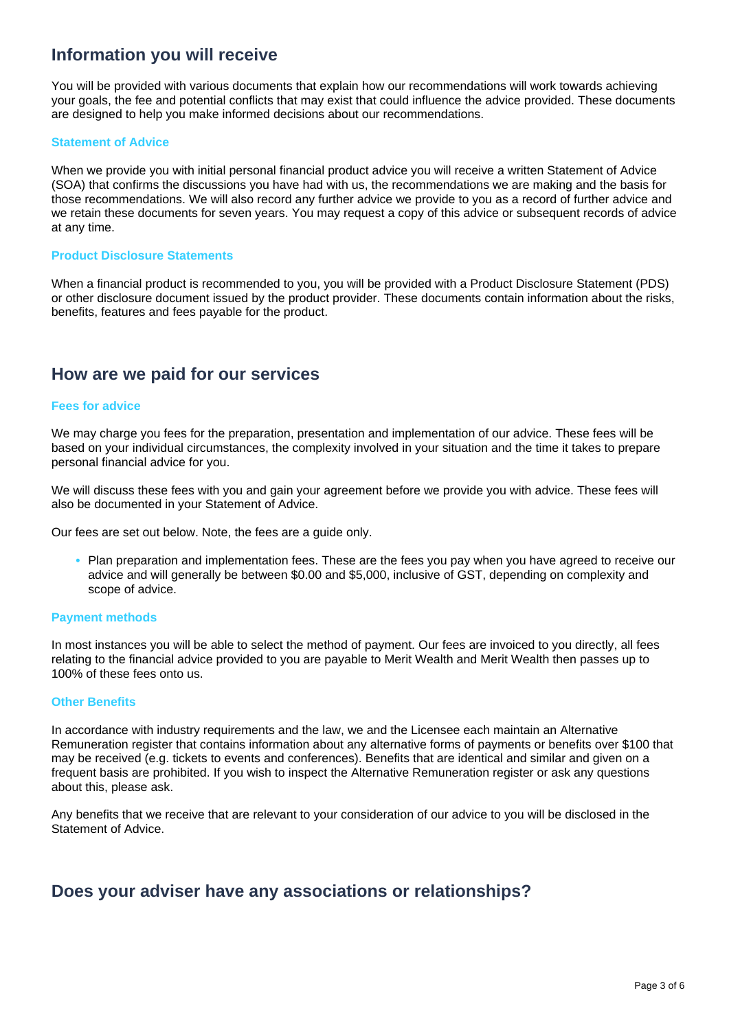## Information you will receive

You will be provided with various documents that explain how our recommendations will work towards achieving your goals, the fee and potential conflicts that may exist that could influence the advice provided. These documents are designed to help you make informed decisions about our recommendations.

### Statement of Advice

When we provide you with initial personal financial product advice you will receive a written Statement of Advice (SOA) that confirms the discussions you have had with us, the recommendations we are making and the basis for those recommendations. We will also record any further advice we provide to you as a record of further advice and we retain these documents for seven years. You may request a copy of this advice or subsequent records of advice at any time.

### Product Disclosure Statements

When a financial product is recommended to you, you will be provided with a Product Disclosure Statement (PDS) or other disclosure document issued by the product provider. These documents contain information about the risks, benefits, features and fees payable for the product.

## How are we paid for our services

### Fees for advice

We may charge you fees for the preparation, presentation and implementation of our advice. These fees will be based on your individual circumstances, the complexity involved in your situation and the time it takes to prepare personal financial advice for you.

We will discuss these fees with you and gain your agreement before we provide you with advice. These fees will also be documented in your Statement of Advice.

Our fees are set out below. Note, the fees are a guide only.

- Plan preparation and implementation fees. These are the fees you pay when you have agreed to receive our advice and will generally be between $0.00 and $5,000, inclusive of GST, depending on complexity and scope of advice.

### Payment methods

In most instances you will be able to select the method of payment. Our fees are invoiced to you directly, all fees relating to the financial advice provided to you are payable to Merit Wealth and Merit Wealth then passes up to 100% of these fees onto us.

### Other Benefits

In accordance with industry requirements and the law, we and the Licensee each maintain an Alternative Remuneration register that contains information about any alternative forms of payments or benefits over $100 that may be received (e.g. tickets to events and conferences). Benefits that are identical and similar and given on a frequent basis are prohibited. If you wish to inspect the Alternative Remuneration register or ask any questions about this, please ask.

Any benefits that we receive that are relevant to your consideration of our advice to you will be disclosed in the Statement of Advice.

## Does your adviser have any associations or relationships?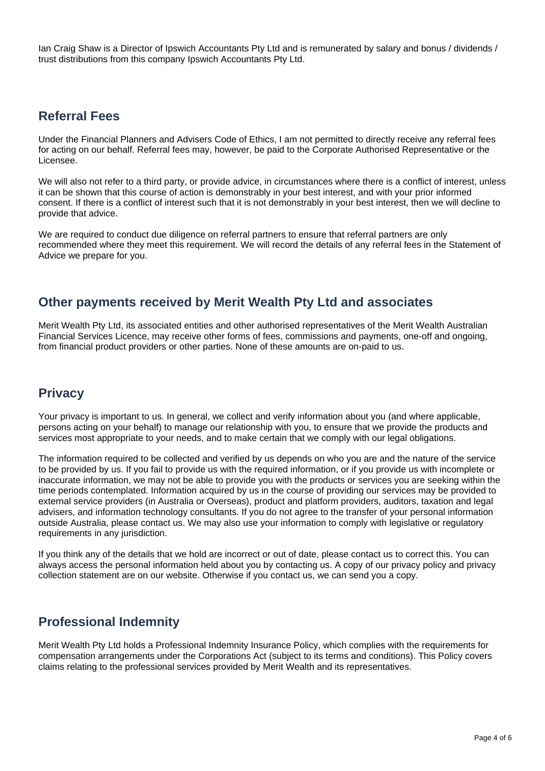Ian Craig Shaw is a Director of Ipswich Accountants Pty Ltd and is remunerated by salary and bonus / dividends / trust distributions from this company Ipswich Accountants Pty Ltd.

## Referral Fees

Under the Financial Planners and Advisers Code of Ethics, I am not permitted to directly receive any referral fees for acting on our behalf. Referral fees may, however, be paid to the Corporate Authorised Representative or the Licensee.

We will also not refer to a third party, or provide advice, in circumstances where there is a conflict of interest, unless it can be shown that this course of action is demonstrably in your best interest, and with your prior informed consent. If there is a conflict of interest such that it is not demonstrably in your best interest, then we will decline to provide that advice.

We are required to conduct due diligence on referral partners to ensure that referral partners are only recommended where they meet this requirement. We will record the details of any referral fees in the Statement of Advice we prepare for you.

## Other payments received by Merit Wealth Pty Ltd and associates

Merit Wealth Pty Ltd, its associated entities and other authorised representatives of the Merit Wealth Australian Financial Services Licence, may receive other forms of fees, commissions and payments, one-off and ongoing, from financial product providers or other parties. None of these amounts are on-paid to us.

## Privacy

Your privacy is important to us. In general, we collect and verify information about you (and where applicable, persons acting on your behalf) to manage our relationship with you, to ensure that we provide the products and services most appropriate to your needs, and to make certain that we comply with our legal obligations.

The information required to be collected and verified by us depends on who you are and the nature of the service to be provided by us. If you fail to provide us with the required information, or if you provide us with incomplete or inaccurate information, we may not be able to provide you with the products or services you are seeking within the time periods contemplated. Information acquired by us in the course of providing our services may be provided to external service providers (in Australia or Overseas), product and platform providers, auditors, taxation and legal advisers, and information technology consultants. If you do not agree to the transfer of your personal information outside Australia, please contact us. We may also use your information to comply with legislative or regulatory requirements in any jurisdiction.

If you think any of the details that we hold are incorrect or out of date, please contact us to correct this. You can always access the personal information held about you by contacting us. A copy of our privacy policy and privacy collection statement are on our website. Otherwise if you contact us, we can send you a copy.

## Professional Indemnity

Merit Wealth Pty Ltd holds a Professional Indemnity Insurance Policy, which complies with the requirements for compensation arrangements under the Corporations Act (subject to its terms and conditions). This Policy covers claims relating to the professional services provided by Merit Wealth and its representatives.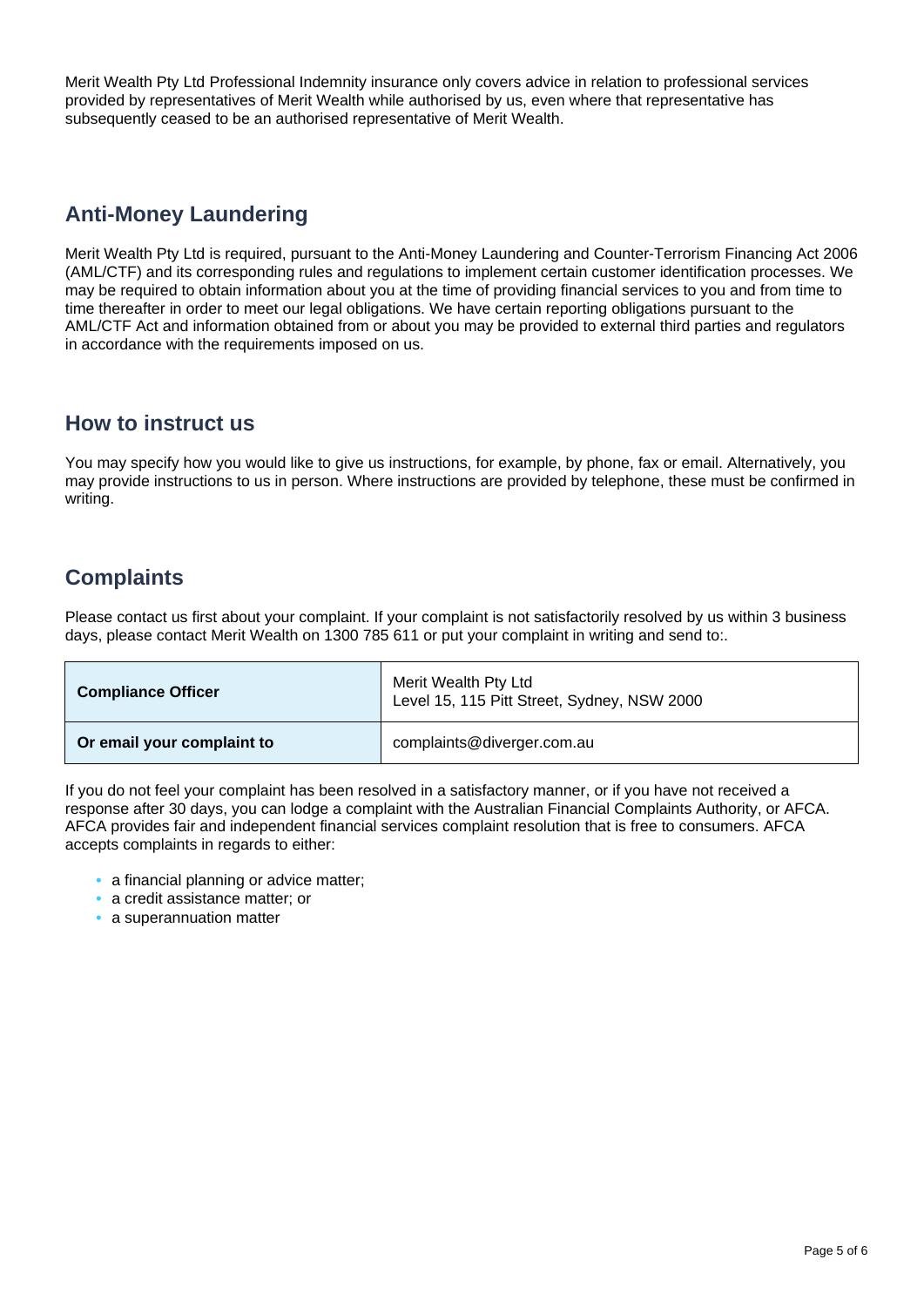Merit Wealth Pty Ltd Professional Indemnity insurance only covers advice in relation to professional services provided by representatives of Merit Wealth while authorised by us, even where that representative has subsequently ceased to be an authorised representative of Merit Wealth.

## Anti-Money Laundering

Merit Wealth Pty Ltd is required, pursuant to the Anti-Money Laundering and Counter-Terrorism Financing Act 2006 (AML/CTF) and its corresponding rules and regulations to implement certain customer identification processes. We may be required to obtain information about you at the time of providing financial services to you and from time to time thereafter in order to meet our legal obligations. We have certain reporting obligations pursuant to the AML/CTF Act and information obtained from or about you may be provided to external third parties and regulators in accordance with the requirements imposed on us.

## How to instruct us

You may specify how you would like to give us instructions, for example, by phone, fax or email. Alternatively, you may provide instructions to us in person. Where instructions are provided by telephone, these must be confirmed in writing.

## Complaints

Please contact us first about your complaint. If your complaint is not satisfactorily resolved by us within 3 business days, please contact Merit Wealth on 1300 785 611 or put your complaint in writing and send to:.

| **Compliance Officer** | Merit Wealth Pty Ltd<br>Level 15, 115 Pitt Street, Sydney, NSW 2000 |
|---|---|
| **Or email your complaint to** | complaints@diverger.com.au |

If you do not feel your complaint has been resolved in a satisfactory manner, or if you have not received a response after 30 days, you can lodge a complaint with the Australian Financial Complaints Authority, or AFCA. AFCA provides fair and independent financial services complaint resolution that is free to consumers. AFCA accepts complaints in regards to either:

- a financial planning or advice matter;
- a credit assistance matter; or
- a superannuation matter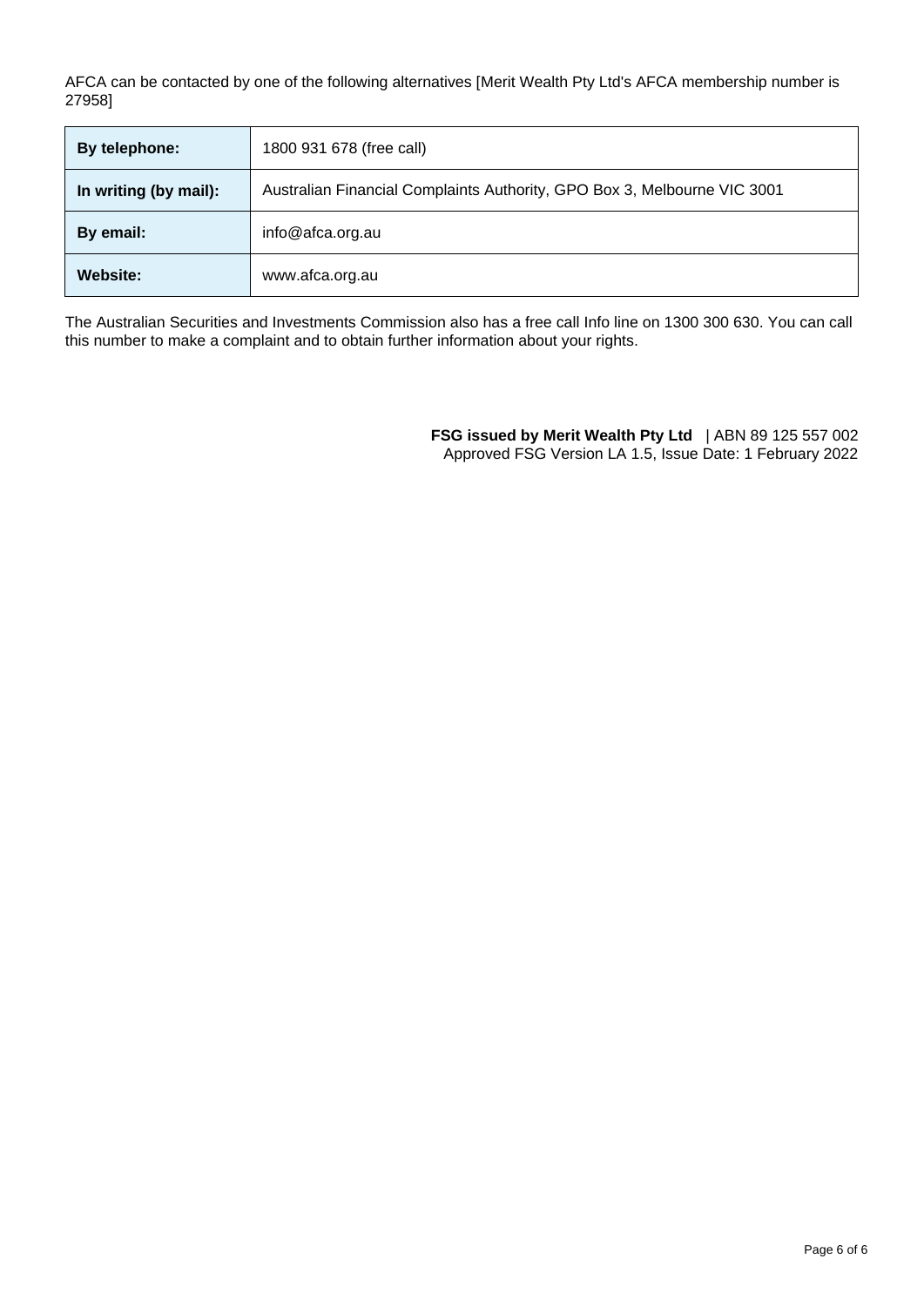AFCA can be contacted by one of the following alternatives [Merit Wealth Pty Ltd's AFCA membership number is 27958]

| | |
|---|---|
| **By telephone:** | 1800 931 678 (free call) |
| **In writing (by mail):** | Australian Financial Complaints Authority, GPO Box 3, Melbourne VIC 3001 |
| **By email:** | info@afca.org.au |
| **Website:** | www.afca.org.au |

The Australian Securities and Investments Commission also has a free call Info line on 1300 300 630. You can call this number to make a complaint and to obtain further information about your rights.

**FSG issued by Merit Wealth Pty Ltd** | ABN 89 125 557 002
Approved FSG Version LA 1.5, Issue Date: 1 February 2022